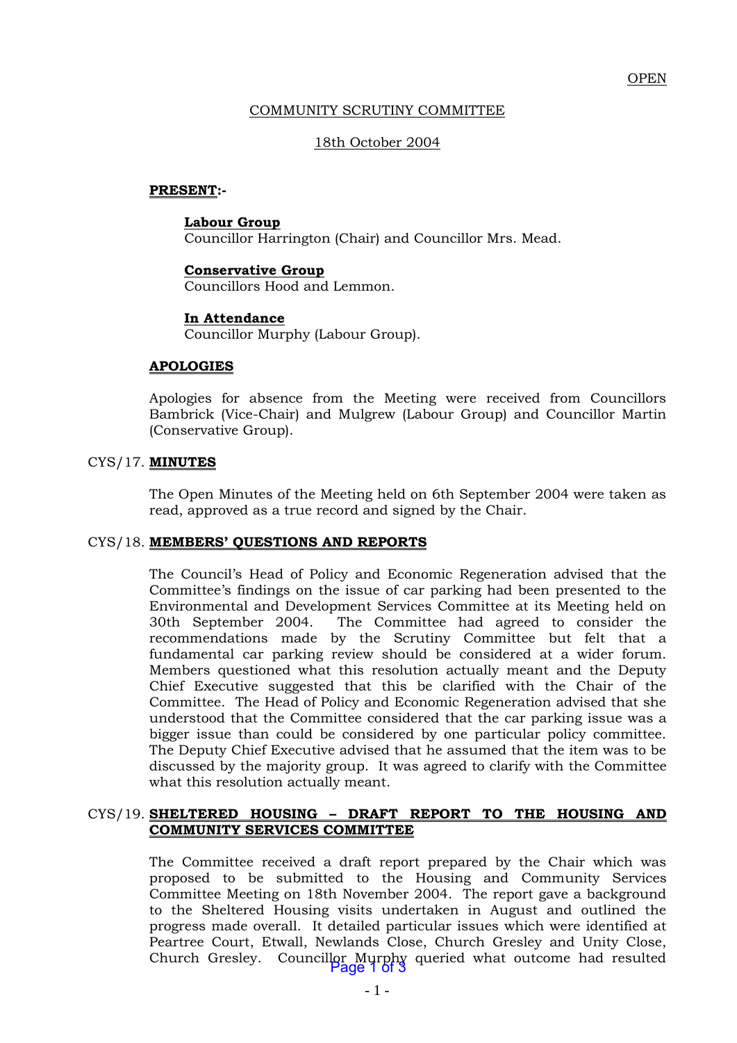OPEN

COMMUNITY SCRUTINY COMMITTEE

18th October 2004

**PRESENT:-**

**Labour Group**
Councillor Harrington (Chair) and Councillor Mrs. Mead.

**Conservative Group**
Councillors Hood and Lemmon.

**In Attendance**
Councillor Murphy (Labour Group).

**APOLOGIES**

Apologies for absence from the Meeting were received from Councillors Bambrick (Vice-Chair) and Mulgrew (Labour Group) and Councillor Martin (Conservative Group).

CYS/17. **MINUTES**

The Open Minutes of the Meeting held on 6th September 2004 were taken as read, approved as a true record and signed by the Chair.

CYS/18. **MEMBERS' QUESTIONS AND REPORTS**

The Council's Head of Policy and Economic Regeneration advised that the Committee's findings on the issue of car parking had been presented to the Environmental and Development Services Committee at its Meeting held on 30th September 2004. The Committee had agreed to consider the recommendations made by the Scrutiny Committee but felt that a fundamental car parking review should be considered at a wider forum. Members questioned what this resolution actually meant and the Deputy Chief Executive suggested that this be clarified with the Chair of the Committee. The Head of Policy and Economic Regeneration advised that she understood that the Committee considered that the car parking issue was a bigger issue than could be considered by one particular policy committee. The Deputy Chief Executive advised that he assumed that the item was to be discussed by the majority group. It was agreed to clarify with the Committee what this resolution actually meant.

CYS/19. **SHELTERED HOUSING – DRAFT REPORT TO THE HOUSING AND COMMUNITY SERVICES COMMITTEE**

The Committee received a draft report prepared by the Chair which was proposed to be submitted to the Housing and Community Services Committee Meeting on 18th November 2004. The report gave a background to the Sheltered Housing visits undertaken in August and outlined the progress made overall. It detailed particular issues which were identified at Peartree Court, Etwall, Newlands Close, Church Gresley and Unity Close, Church Gresley. Councillor Murphy queried what outcome had resulted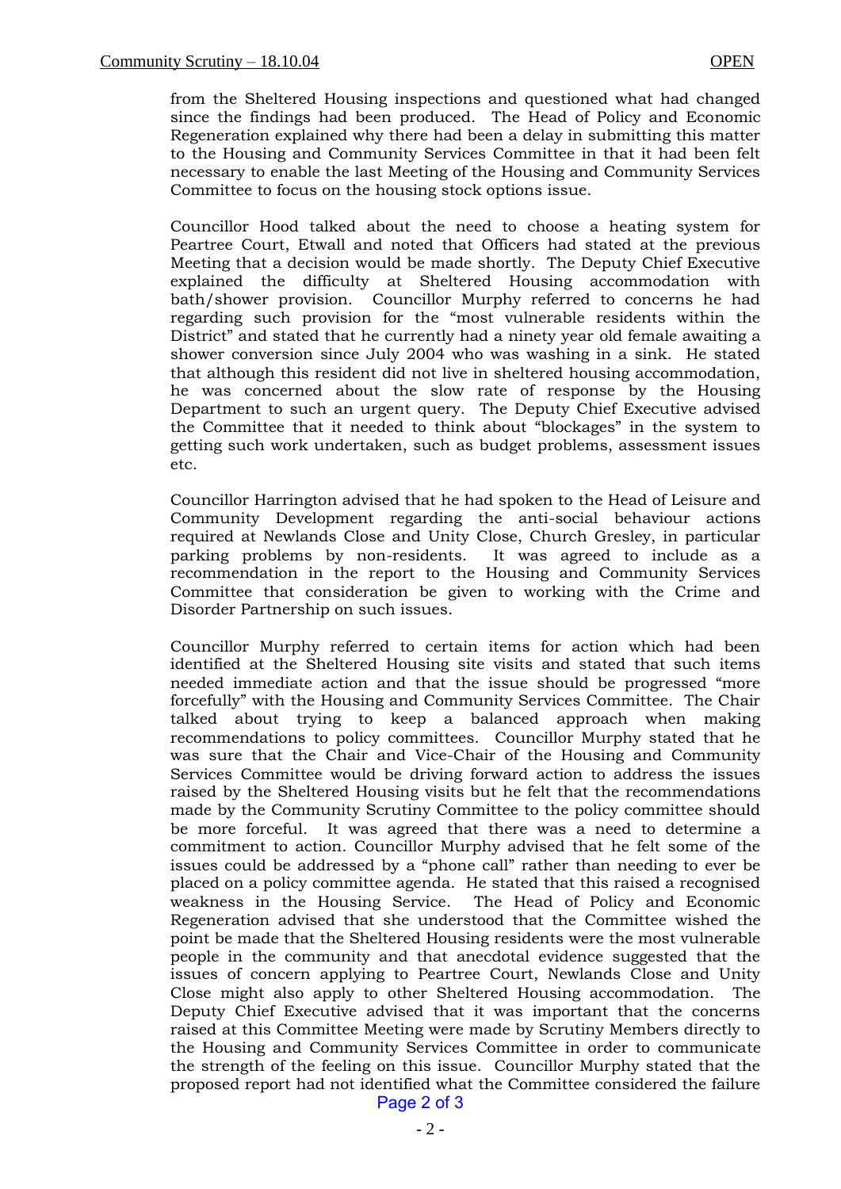from the Sheltered Housing inspections and questioned what had changed since the findings had been produced. The Head of Policy and Economic Regeneration explained why there had been a delay in submitting this matter to the Housing and Community Services Committee in that it had been felt necessary to enable the last Meeting of the Housing and Community Services Committee to focus on the housing stock options issue.

Councillor Hood talked about the need to choose a heating system for Peartree Court, Etwall and noted that Officers had stated at the previous Meeting that a decision would be made shortly. The Deputy Chief Executive explained the difficulty at Sheltered Housing accommodation with bath/shower provision. Councillor Murphy referred to concerns he had regarding such provision for the "most vulnerable residents within the District" and stated that he currently had a ninety year old female awaiting a shower conversion since July 2004 who was washing in a sink. He stated that although this resident did not live in sheltered housing accommodation, he was concerned about the slow rate of response by the Housing Department to such an urgent query. The Deputy Chief Executive advised the Committee that it needed to think about "blockages" in the system to getting such work undertaken, such as budget problems, assessment issues etc.

Councillor Harrington advised that he had spoken to the Head of Leisure and Community Development regarding the anti-social behaviour actions required at Newlands Close and Unity Close, Church Gresley, in particular parking problems by non-residents. It was agreed to include as a recommendation in the report to the Housing and Community Services Committee that consideration be given to working with the Crime and Disorder Partnership on such issues.

Councillor Murphy referred to certain items for action which had been identified at the Sheltered Housing site visits and stated that such items needed immediate action and that the issue should be progressed "more forcefully" with the Housing and Community Services Committee. The Chair talked about trying to keep a balanced approach when making recommendations to policy committees. Councillor Murphy stated that he was sure that the Chair and Vice-Chair of the Housing and Community Services Committee would be driving forward action to address the issues raised by the Sheltered Housing visits but he felt that the recommendations made by the Community Scrutiny Committee to the policy committee should be more forceful. It was agreed that there was a need to determine a commitment to action. Councillor Murphy advised that he felt some of the issues could be addressed by a "phone call" rather than needing to ever be placed on a policy committee agenda. He stated that this raised a recognised weakness in the Housing Service. The Head of Policy and Economic Regeneration advised that she understood that the Committee wished the point be made that the Sheltered Housing residents were the most vulnerable people in the community and that anecdotal evidence suggested that the issues of concern applying to Peartree Court, Newlands Close and Unity Close might also apply to other Sheltered Housing accommodation. The Deputy Chief Executive advised that it was important that the concerns raised at this Committee Meeting were made by Scrutiny Members directly to the Housing and Community Services Committee in order to communicate the strength of the feeling on this issue. Councillor Murphy stated that the proposed report had not identified what the Committee considered the failure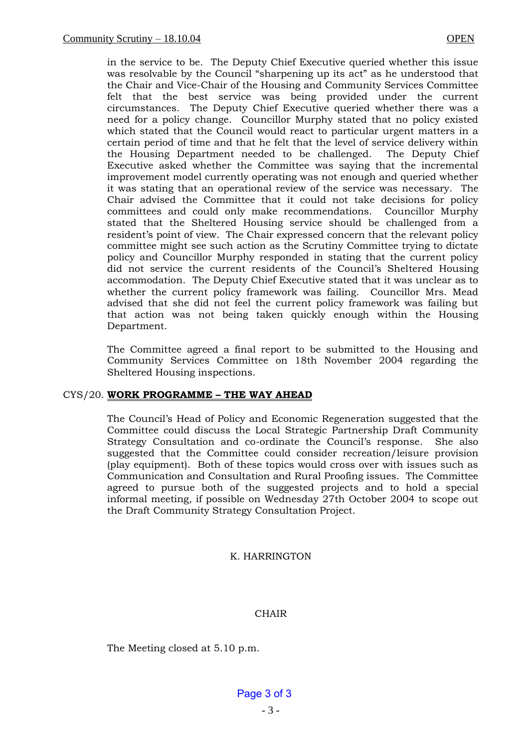in the service to be. The Deputy Chief Executive queried whether this issue was resolvable by the Council "sharpening up its act" as he understood that the Chair and Vice-Chair of the Housing and Community Services Committee felt that the best service was being provided under the current circumstances. The Deputy Chief Executive queried whether there was a need for a policy change. Councillor Murphy stated that no policy existed which stated that the Council would react to particular urgent matters in a certain period of time and that he felt that the level of service delivery within the Housing Department needed to be challenged. The Deputy Chief Executive asked whether the Committee was saying that the incremental improvement model currently operating was not enough and queried whether it was stating that an operational review of the service was necessary. The Chair advised the Committee that it could not take decisions for policy committees and could only make recommendations. Councillor Murphy stated that the Sheltered Housing service should be challenged from a resident's point of view. The Chair expressed concern that the relevant policy committee might see such action as the Scrutiny Committee trying to dictate policy and Councillor Murphy responded in stating that the current policy did not service the current residents of the Council's Sheltered Housing accommodation. The Deputy Chief Executive stated that it was unclear as to whether the current policy framework was failing. Councillor Mrs. Mead advised that she did not feel the current policy framework was failing but that action was not being taken quickly enough within the Housing Department.

The Committee agreed a final report to be submitted to the Housing and Community Services Committee on 18th November 2004 regarding the Sheltered Housing inspections.

CYS/20. **WORK PROGRAMME – THE WAY AHEAD**

The Council's Head of Policy and Economic Regeneration suggested that the Committee could discuss the Local Strategic Partnership Draft Community Strategy Consultation and co-ordinate the Council's response. She also suggested that the Committee could consider recreation/leisure provision (play equipment). Both of these topics would cross over with issues such as Communication and Consultation and Rural Proofing issues. The Committee agreed to pursue both of the suggested projects and to hold a special informal meeting, if possible on Wednesday 27th October 2004 to scope out the Draft Community Strategy Consultation Project.

K. HARRINGTON

CHAIR

The Meeting closed at 5.10 p.m.